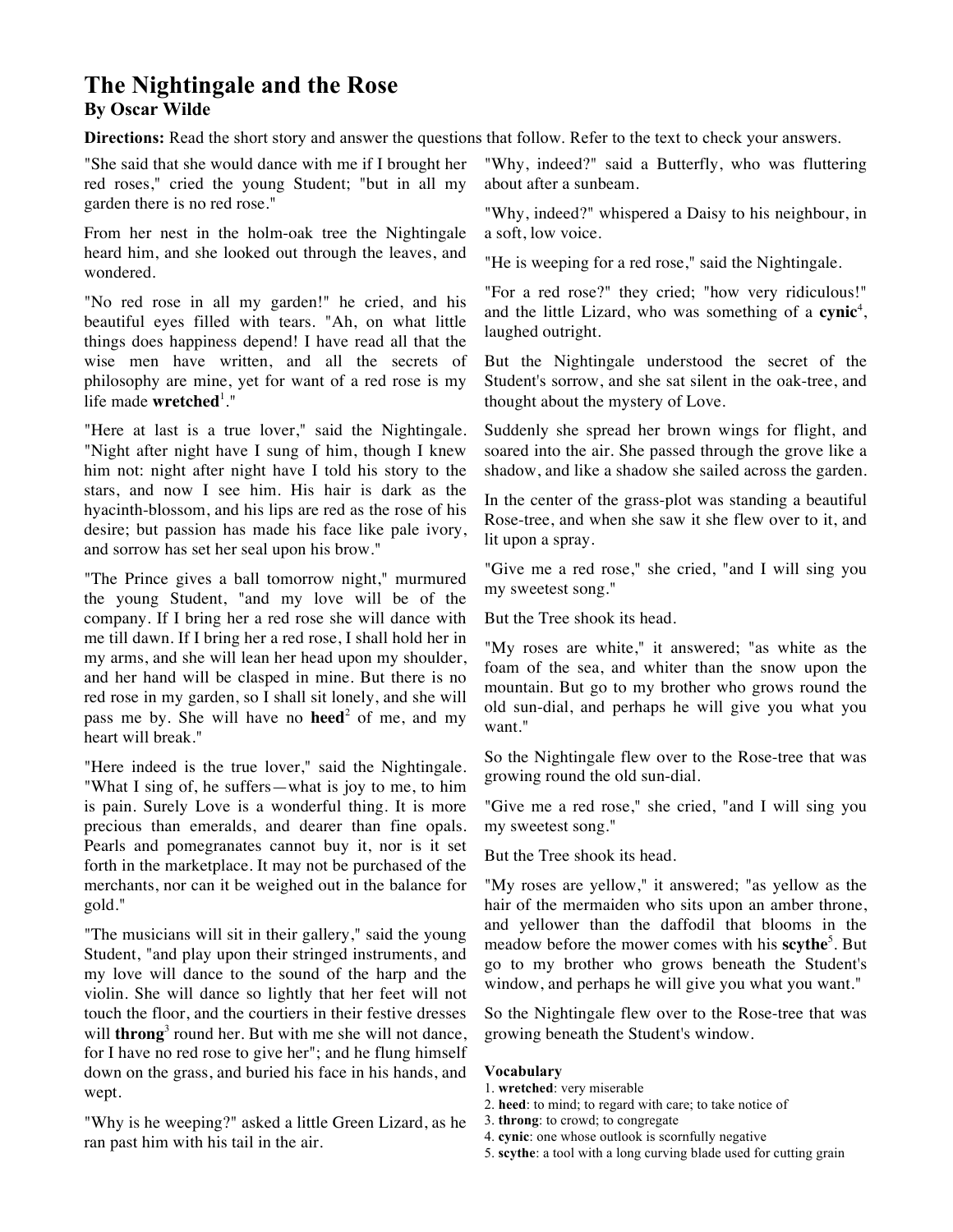# The Nightingale and the Rose

## By Oscar Wilde

**Directions:** Read the short story and answer the questions that follow. Refer to the text to check your answers.

"She said that she would dance with me if I brought her red roses," cried the young Student; "but in all my garden there is no red rose."

From her nest in the holm-oak tree the Nightingale heard him, and she looked out through the leaves, and wondered.

"No red rose in all my garden!" he cried, and his beautiful eyes filled with tears. "Ah, on what little things does happiness depend! I have read all that the wise men have written, and all the secrets of philosophy are mine, yet for want of a red rose is my life made **wretched**[1]."

"Here at last is a true lover," said the Nightingale. "Night after night have I sung of him, though I knew him not: night after night have I told his story to the stars, and now I see him. His hair is dark as the hyacinth-blossom, and his lips are red as the rose of his desire; but passion has made his face like pale ivory, and sorrow has set her seal upon his brow."

"The Prince gives a ball tomorrow night," murmured the young Student, "and my love will be of the company. If I bring her a red rose she will dance with me till dawn. If I bring her a red rose, I shall hold her in my arms, and she will lean her head upon my shoulder, and her hand will be clasped in mine. But there is no red rose in my garden, so I shall sit lonely, and she will pass me by. She will have no **heed**[2] of me, and my heart will break."

"Here indeed is the true lover," said the Nightingale. "What I sing of, he suffers—what is joy to me, to him is pain. Surely Love is a wonderful thing. It is more precious than emeralds, and dearer than fine opals. Pearls and pomegranates cannot buy it, nor is it set forth in the marketplace. It may not be purchased of the merchants, nor can it be weighed out in the balance for gold."

"The musicians will sit in their gallery," said the young Student, "and play upon their stringed instruments, and my love will dance to the sound of the harp and the violin. She will dance so lightly that her feet will not touch the floor, and the courtiers in their festive dresses will **throng**[3] round her. But with me she will not dance, for I have no red rose to give her"; and he flung himself down on the grass, and buried his face in his hands, and wept.

"Why is he weeping?" asked a little Green Lizard, as he ran past him with his tail in the air.

"Why, indeed?" said a Butterfly, who was fluttering about after a sunbeam.

"Why, indeed?" whispered a Daisy to his neighbour, in a soft, low voice.

"He is weeping for a red rose," said the Nightingale.

"For a red rose?" they cried; "how very ridiculous!" and the little Lizard, who was something of a **cynic**[4], laughed outright.

But the Nightingale understood the secret of the Student's sorrow, and she sat silent in the oak-tree, and thought about the mystery of Love.

Suddenly she spread her brown wings for flight, and soared into the air. She passed through the grove like a shadow, and like a shadow she sailed across the garden.

In the center of the grass-plot was standing a beautiful Rose-tree, and when she saw it she flew over to it, and lit upon a spray.

"Give me a red rose," she cried, "and I will sing you my sweetest song."

But the Tree shook its head.

"My roses are white," it answered; "as white as the foam of the sea, and whiter than the snow upon the mountain. But go to my brother who grows round the old sun-dial, and perhaps he will give you what you want."

So the Nightingale flew over to the Rose-tree that was growing round the old sun-dial.

"Give me a red rose," she cried, "and I will sing you my sweetest song."

But the Tree shook its head.

"My roses are yellow," it answered; "as yellow as the hair of the mermaiden who sits upon an amber throne, and yellower than the daffodil that blooms in the meadow before the mower comes with his **scythe**[5]. But go to my brother who grows beneath the Student's window, and perhaps he will give you what you want."

So the Nightingale flew over to the Rose-tree that was growing beneath the Student's window.

**Vocabulary**

1. **wretched**: very miserable
2. **heed**: to mind; to regard with care; to take notice of
3. **throng**: to crowd; to congregate
4. **cynic**: one whose outlook is scornfully negative
5. **scythe**: a tool with a long curving blade used for cutting grain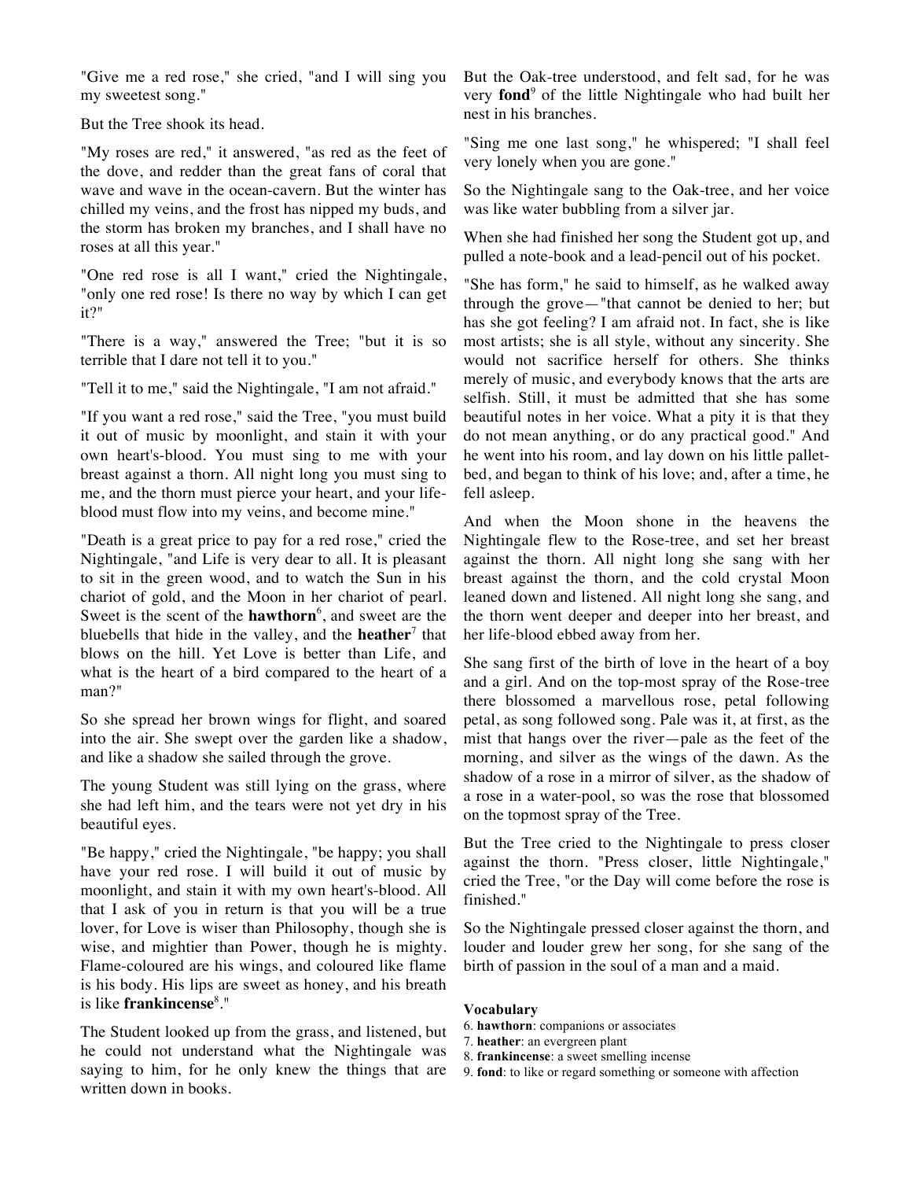"Give me a red rose," she cried, "and I will sing you my sweetest song."

But the Tree shook its head.

"My roses are red," it answered, "as red as the feet of the dove, and redder than the great fans of coral that wave and wave in the ocean-cavern. But the winter has chilled my veins, and the frost has nipped my buds, and the storm has broken my branches, and I shall have no roses at all this year."

"One red rose is all I want," cried the Nightingale, "only one red rose! Is there no way by which I can get it?"

"There is a way," answered the Tree; "but it is so terrible that I dare not tell it to you."

"Tell it to me," said the Nightingale, "I am not afraid."

"If you want a red rose," said the Tree, "you must build it out of music by moonlight, and stain it with your own heart's-blood. You must sing to me with your breast against a thorn. All night long you must sing to me, and the thorn must pierce your heart, and your life-blood must flow into my veins, and become mine."

"Death is a great price to pay for a red rose," cried the Nightingale, "and Life is very dear to all. It is pleasant to sit in the green wood, and to watch the Sun in his chariot of gold, and the Moon in her chariot of pearl. Sweet is the scent of the **hawthorn**[6], and sweet are the bluebells that hide in the valley, and the **heather**[7] that blows on the hill. Yet Love is better than Life, and what is the heart of a bird compared to the heart of a man?"

So she spread her brown wings for flight, and soared into the air. She swept over the garden like a shadow, and like a shadow she sailed through the grove.

The young Student was still lying on the grass, where she had left him, and the tears were not yet dry in his beautiful eyes.

"Be happy," cried the Nightingale, "be happy; you shall have your red rose. I will build it out of music by moonlight, and stain it with my own heart's-blood. All that I ask of you in return is that you will be a true lover, for Love is wiser than Philosophy, though she is wise, and mightier than Power, though he is mighty. Flame-coloured are his wings, and coloured like flame is his body. His lips are sweet as honey, and his breath is like **frankincense**[8]."

The Student looked up from the grass, and listened, but he could not understand what the Nightingale was saying to him, for he only knew the things that are written down in books.

But the Oak-tree understood, and felt sad, for he was very **fond**[9] of the little Nightingale who had built her nest in his branches.

"Sing me one last song," he whispered; "I shall feel very lonely when you are gone."

So the Nightingale sang to the Oak-tree, and her voice was like water bubbling from a silver jar.

When she had finished her song the Student got up, and pulled a note-book and a lead-pencil out of his pocket.

"She has form," he said to himself, as he walked away through the grove—"that cannot be denied to her; but has she got feeling? I am afraid not. In fact, she is like most artists; she is all style, without any sincerity. She would not sacrifice herself for others. She thinks merely of music, and everybody knows that the arts are selfish. Still, it must be admitted that she has some beautiful notes in her voice. What a pity it is that they do not mean anything, or do any practical good." And he went into his room, and lay down on his little pallet-bed, and began to think of his love; and, after a time, he fell asleep.

And when the Moon shone in the heavens the Nightingale flew to the Rose-tree, and set her breast against the thorn. All night long she sang with her breast against the thorn, and the cold crystal Moon leaned down and listened. All night long she sang, and the thorn went deeper and deeper into her breast, and her life-blood ebbed away from her.

She sang first of the birth of love in the heart of a boy and a girl. And on the top-most spray of the Rose-tree there blossomed a marvellous rose, petal following petal, as song followed song. Pale was it, at first, as the mist that hangs over the river—pale as the feet of the morning, and silver as the wings of the dawn. As the shadow of a rose in a mirror of silver, as the shadow of a rose in a water-pool, so was the rose that blossomed on the topmost spray of the Tree.

But the Tree cried to the Nightingale to press closer against the thorn. "Press closer, little Nightingale," cried the Tree, "or the Day will come before the rose is finished."

So the Nightingale pressed closer against the thorn, and louder and louder grew her song, for she sang of the birth of passion in the soul of a man and a maid.

**Vocabulary**

6. **hawthorn**: companions or associates
7. **heather**: an evergreen plant
8. **frankincense**: a sweet smelling incense
9. **fond**: to like or regard something or someone with affection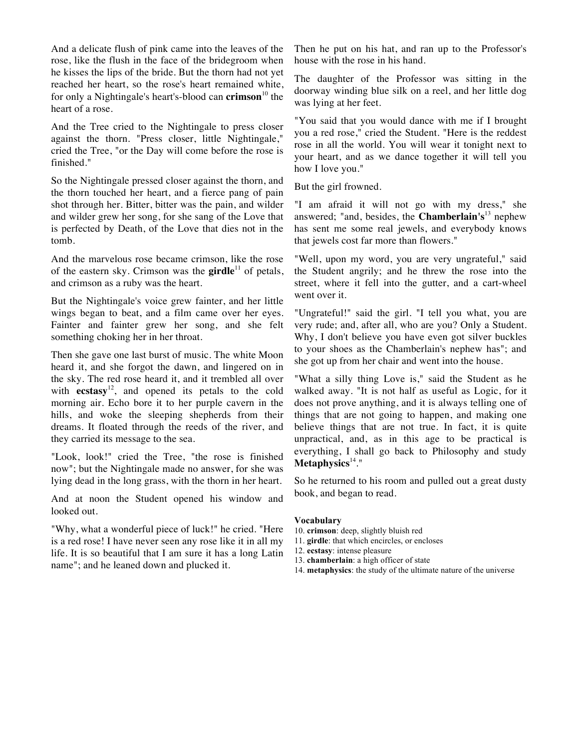And a delicate flush of pink came into the leaves of the rose, like the flush in the face of the bridegroom when he kisses the lips of the bride. But the thorn had not yet reached her heart, so the rose's heart remained white, for only a Nightingale's heart's-blood can **crimson**[10] the heart of a rose.

And the Tree cried to the Nightingale to press closer against the thorn. "Press closer, little Nightingale," cried the Tree, "or the Day will come before the rose is finished."

So the Nightingale pressed closer against the thorn, and the thorn touched her heart, and a fierce pang of pain shot through her. Bitter, bitter was the pain, and wilder and wilder grew her song, for she sang of the Love that is perfected by Death, of the Love that dies not in the tomb.

And the marvelous rose became crimson, like the rose of the eastern sky. Crimson was the **girdle**[11] of petals, and crimson as a ruby was the heart.

But the Nightingale's voice grew fainter, and her little wings began to beat, and a film came over her eyes. Fainter and fainter grew her song, and she felt something choking her in her throat.

Then she gave one last burst of music. The white Moon heard it, and she forgot the dawn, and lingered on in the sky. The red rose heard it, and it trembled all over with **ecstasy**[12], and opened its petals to the cold morning air. Echo bore it to her purple cavern in the hills, and woke the sleeping shepherds from their dreams. It floated through the reeds of the river, and they carried its message to the sea.

"Look, look!" cried the Tree, "the rose is finished now"; but the Nightingale made no answer, for she was lying dead in the long grass, with the thorn in her heart.

And at noon the Student opened his window and looked out.

"Why, what a wonderful piece of luck!" he cried. "Here is a red rose! I have never seen any rose like it in all my life. It is so beautiful that I am sure it has a long Latin name"; and he leaned down and plucked it.

Then he put on his hat, and ran up to the Professor's house with the rose in his hand.

The daughter of the Professor was sitting in the doorway winding blue silk on a reel, and her little dog was lying at her feet.

"You said that you would dance with me if I brought you a red rose," cried the Student. "Here is the reddest rose in all the world. You will wear it tonight next to your heart, and as we dance together it will tell you how I love you."

But the girl frowned.

"I am afraid it will not go with my dress," she answered; "and, besides, the **Chamberlain's**[13] nephew has sent me some real jewels, and everybody knows that jewels cost far more than flowers."

"Well, upon my word, you are very ungrateful," said the Student angrily; and he threw the rose into the street, where it fell into the gutter, and a cart-wheel went over it.

"Ungrateful!" said the girl. "I tell you what, you are very rude; and, after all, who are you? Only a Student. Why, I don't believe you have even got silver buckles to your shoes as the Chamberlain's nephew has"; and she got up from her chair and went into the house.

"What a silly thing Love is," said the Student as he walked away. "It is not half as useful as Logic, for it does not prove anything, and it is always telling one of things that are not going to happen, and making one believe things that are not true. In fact, it is quite unpractical, and, as in this age to be practical is everything, I shall go back to Philosophy and study **Metaphysics**[14]."

So he returned to his room and pulled out a great dusty book, and began to read.

**Vocabulary**

10. **crimson**: deep, slightly bluish red
11. **girdle**: that which encircles, or encloses
12. **ecstasy**: intense pleasure
13. **chamberlain**: a high officer of state
14. **metaphysics**: the study of the ultimate nature of the universe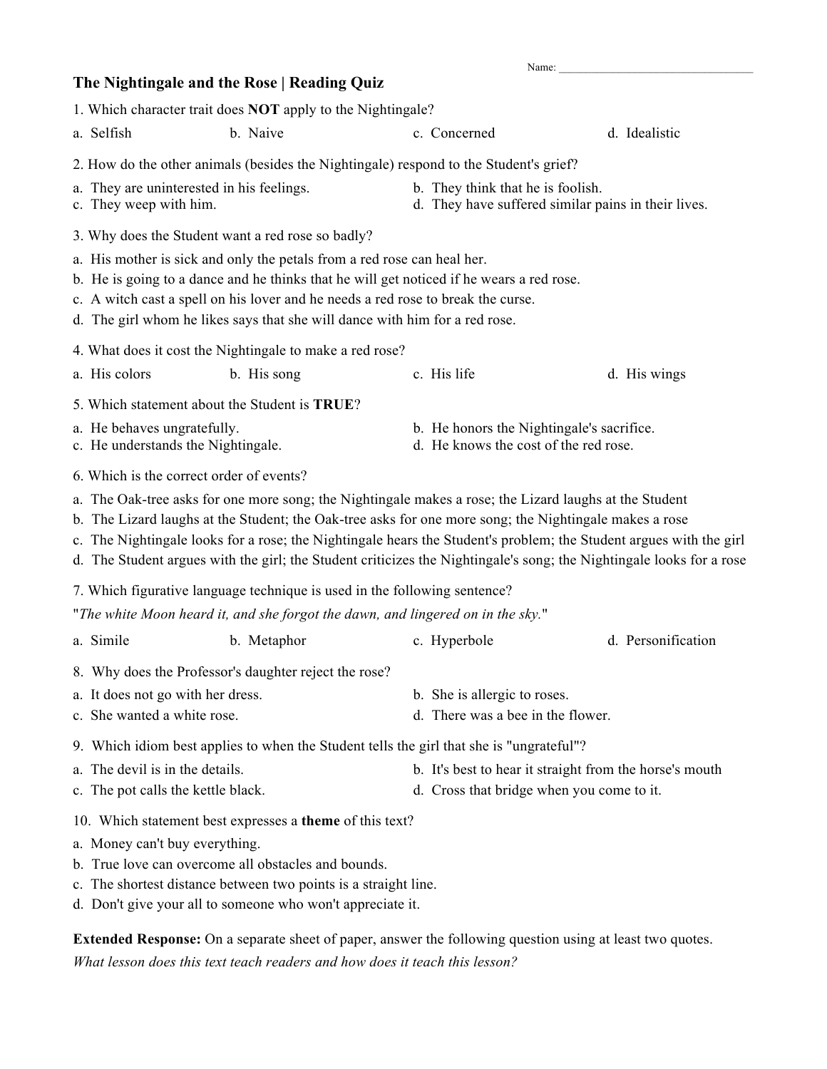Name: ___________________________________

# The Nightingale and the Rose | Reading Quiz

1. Which character trait does **NOT** apply to the Nightingale?

a. Selfish
b. Naive
c. Concerned
d. Idealistic

2. How do the other animals (besides the Nightingale) respond to the Student's grief?

a. They are uninterested in his feelings.
b. They think that he is foolish.
c. They weep with him.
d. They have suffered similar pains in their lives.

3. Why does the Student want a red rose so badly?

a. His mother is sick and only the petals from a red rose can heal her.
b. He is going to a dance and he thinks that he will get noticed if he wears a red rose.
c. A witch cast a spell on his lover and he needs a red rose to break the curse.
d. The girl whom he likes says that she will dance with him for a red rose.

4. What does it cost the Nightingale to make a red rose?

a. His colors
b. His song
c. His life
d. His wings

5. Which statement about the Student is **TRUE**?

a. He behaves ungratefully.
b. He honors the Nightingale's sacrifice.
c. He understands the Nightingale.
d. He knows the cost of the red rose.

6. Which is the correct order of events?

a. The Oak-tree asks for one more song; the Nightingale makes a rose; the Lizard laughs at the Student
b. The Lizard laughs at the Student; the Oak-tree asks for one more song; the Nightingale makes a rose
c. The Nightingale looks for a rose; the Nightingale hears the Student's problem; the Student argues with the girl
d. The Student argues with the girl; the Student criticizes the Nightingale's song; the Nightingale looks for a rose

7. Which figurative language technique is used in the following sentence?

"*The white Moon heard it, and she forgot the dawn, and lingered on in the sky.*"

a. Simile
b. Metaphor
c. Hyperbole
d. Personification

8. Why does the Professor's daughter reject the rose?

a. It does not go with her dress.
b. She is allergic to roses.
c. She wanted a white rose.
d. There was a bee in the flower.

9. Which idiom best applies to when the Student tells the girl that she is "ungrateful"?

a. The devil is in the details.
b. It's best to hear it straight from the horse's mouth
c. The pot calls the kettle black.
d. Cross that bridge when you come to it.

10. Which statement best expresses a **theme** of this text?

a. Money can't buy everything.
b. True love can overcome all obstacles and bounds.
c. The shortest distance between two points is a straight line.
d. Don't give your all to someone who won't appreciate it.

**Extended Response:** On a separate sheet of paper, answer the following question using at least two quotes.

*What lesson does this text teach readers and how does it teach this lesson?*